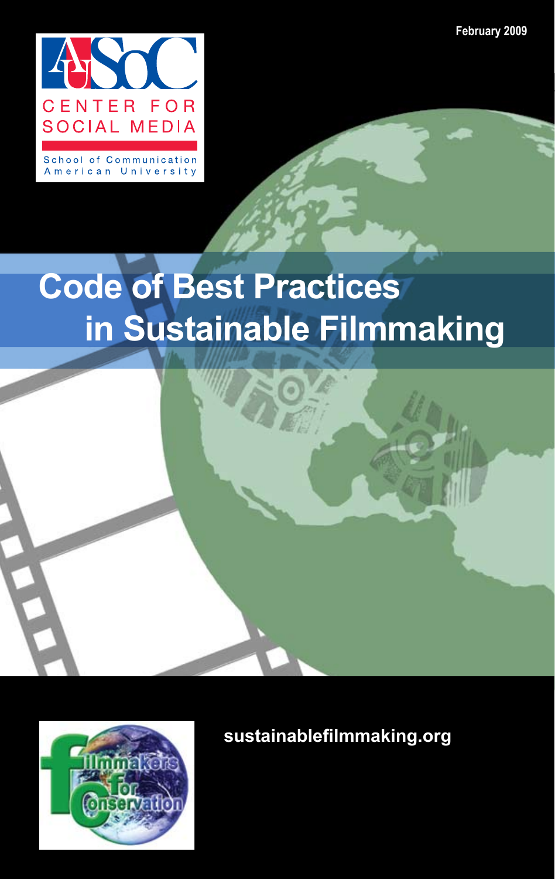February 2009

CENTER FOR SOCIAL MEDIA

School of Communication
American University

# Code of Best Practices in Sustainable Filmmaking

sustainablefilmmaking.org

Filmmakers for Conservation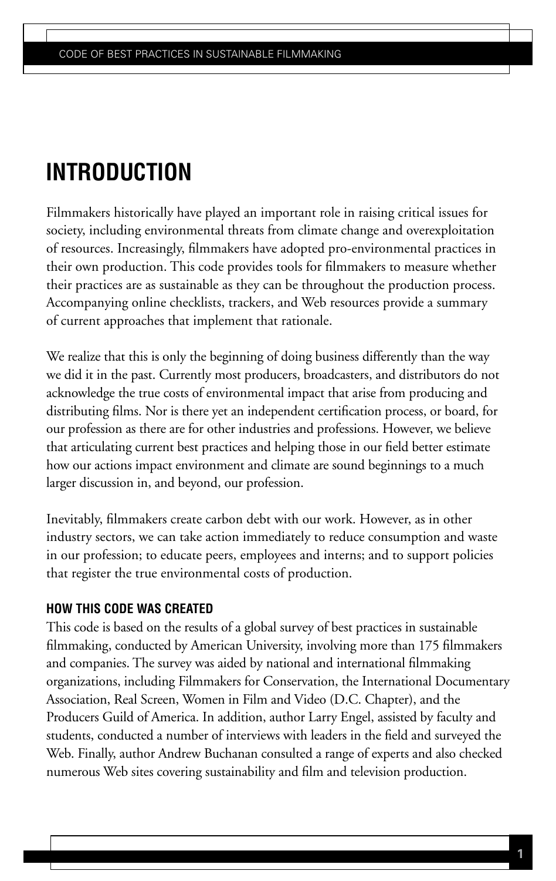# INTRODUCTION

Filmmakers historically have played an important role in raising critical issues for society, including environmental threats from climate change and overexploitation of resources. Increasingly, filmmakers have adopted pro-environmental practices in their own production. This code provides tools for filmmakers to measure whether their practices are as sustainable as they can be throughout the production process. Accompanying online checklists, trackers, and Web resources provide a summary of current approaches that implement that rationale.

We realize that this is only the beginning of doing business differently than the way we did it in the past. Currently most producers, broadcasters, and distributors do not acknowledge the true costs of environmental impact that arise from producing and distributing films. Nor is there yet an independent certification process, or board, for our profession as there are for other industries and professions. However, we believe that articulating current best practices and helping those in our field better estimate how our actions impact environment and climate are sound beginnings to a much larger discussion in, and beyond, our profession.

Inevitably, filmmakers create carbon debt with our work. However, as in other industry sectors, we can take action immediately to reduce consumption and waste in our profession; to educate peers, employees and interns; and to support policies that register the true environmental costs of production.

### HOW THIS CODE WAS CREATED

This code is based on the results of a global survey of best practices in sustainable filmmaking, conducted by American University, involving more than 175 filmmakers and companies. The survey was aided by national and international filmmaking organizations, including Filmmakers for Conservation, the International Documentary Association, Real Screen, Women in Film and Video (D.C. Chapter), and the Producers Guild of America. In addition, author Larry Engel, assisted by faculty and students, conducted a number of interviews with leaders in the field and surveyed the Web. Finally, author Andrew Buchanan consulted a range of experts and also checked numerous Web sites covering sustainability and film and television production.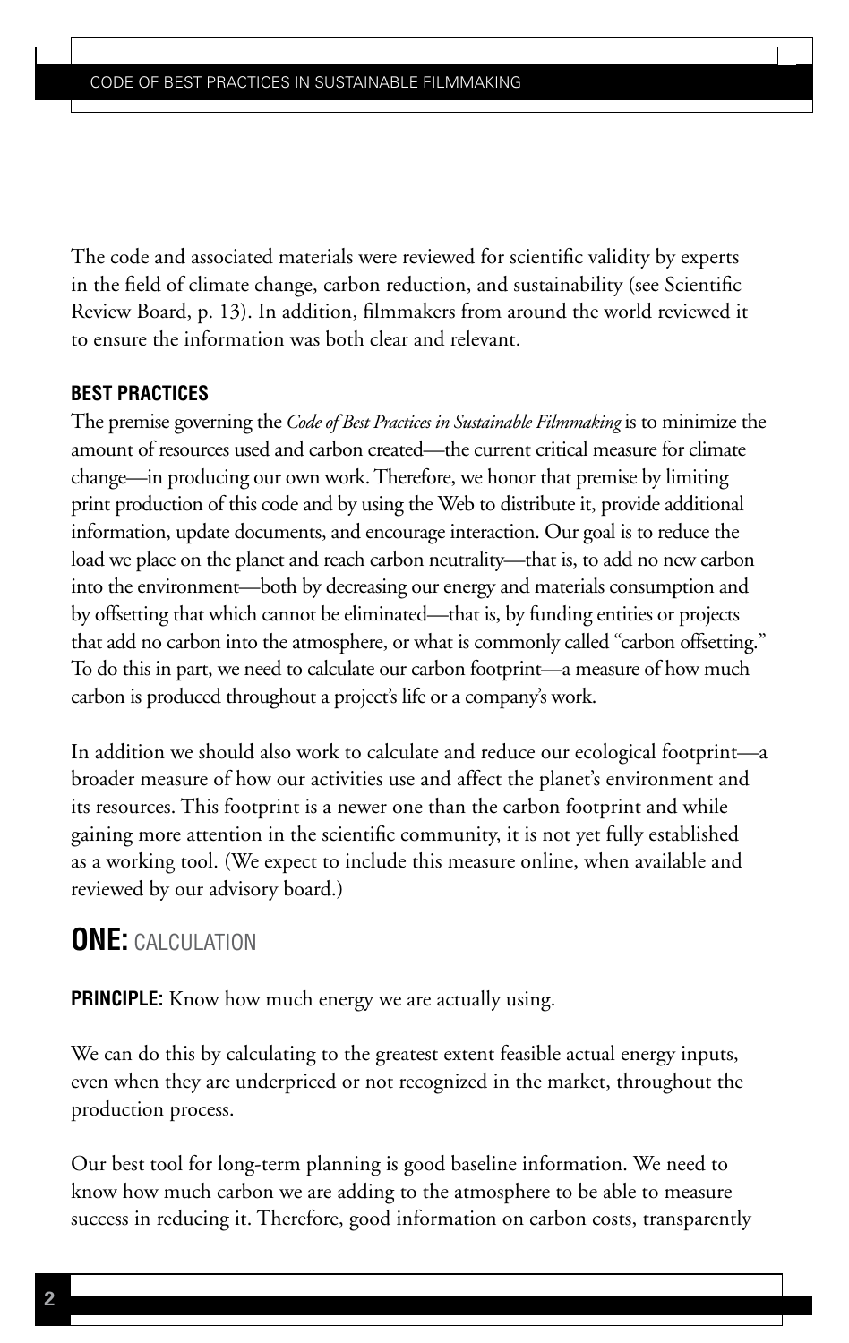The code and associated materials were reviewed for scientific validity by experts in the field of climate change, carbon reduction, and sustainability (see Scientific Review Board, p. 13). In addition, filmmakers from around the world reviewed it to ensure the information was both clear and relevant.

### BEST PRACTICES

The premise governing the *Code of Best Practices in Sustainable Filmmaking* is to minimize the amount of resources used and carbon created—the current critical measure for climate change—in producing our own work. Therefore, we honor that premise by limiting print production of this code and by using the Web to distribute it, provide additional information, update documents, and encourage interaction. Our goal is to reduce the load we place on the planet and reach carbon neutrality—that is, to add no new carbon into the environment—both by decreasing our energy and materials consumption and by offsetting that which cannot be eliminated—that is, by funding entities or projects that add no carbon into the atmosphere, or what is commonly called "carbon offsetting." To do this in part, we need to calculate our carbon footprint—a measure of how much carbon is produced throughout a project's life or a company's work.

In addition we should also work to calculate and reduce our ecological footprint—a broader measure of how our activities use and affect the planet's environment and its resources. This footprint is a newer one than the carbon footprint and while gaining more attention in the scientific community, it is not yet fully established as a working tool. (We expect to include this measure online, when available and reviewed by our advisory board.)

## ONE: CALCULATION

**PRINCIPLE:** Know how much energy we are actually using.

We can do this by calculating to the greatest extent feasible actual energy inputs, even when they are underpriced or not recognized in the market, throughout the production process.

Our best tool for long-term planning is good baseline information. We need to know how much carbon we are adding to the atmosphere to be able to measure success in reducing it. Therefore, good information on carbon costs, transparently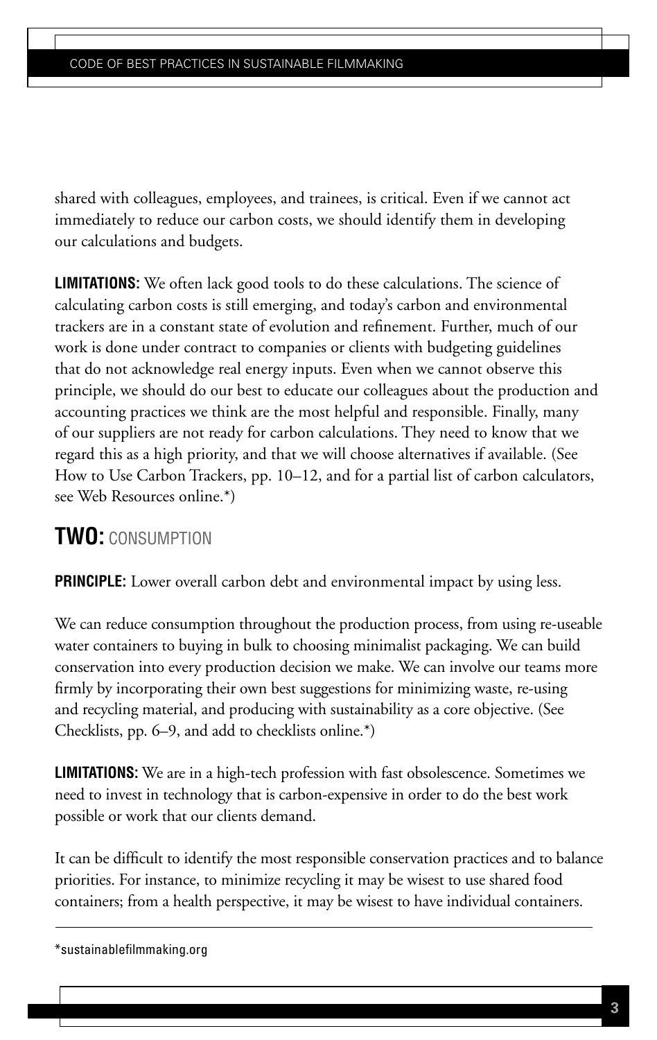shared with colleagues, employees, and trainees, is critical. Even if we cannot act immediately to reduce our carbon costs, we should identify them in developing our calculations and budgets.

**LIMITATIONS:** We often lack good tools to do these calculations. The science of calculating carbon costs is still emerging, and today's carbon and environmental trackers are in a constant state of evolution and refinement. Further, much of our work is done under contract to companies or clients with budgeting guidelines that do not acknowledge real energy inputs. Even when we cannot observe this principle, we should do our best to educate our colleagues about the production and accounting practices we think are the most helpful and responsible. Finally, many of our suppliers are not ready for carbon calculations. They need to know that we regard this as a high priority, and that we will choose alternatives if available. (See How to Use Carbon Trackers, pp. 10–12, and for a partial list of carbon calculators, see Web Resources online.*)

## **TWO:** CONSUMPTION

**PRINCIPLE:** Lower overall carbon debt and environmental impact by using less.

We can reduce consumption throughout the production process, from using re-useable water containers to buying in bulk to choosing minimalist packaging. We can build conservation into every production decision we make. We can involve our teams more firmly by incorporating their own best suggestions for minimizing waste, re-using and recycling material, and producing with sustainability as a core objective. (See Checklists, pp. 6–9, and add to checklists online.*)

**LIMITATIONS:** We are in a high-tech profession with fast obsolescence. Sometimes we need to invest in technology that is carbon-expensive in order to do the best work possible or work that our clients demand.

It can be difficult to identify the most responsible conservation practices and to balance priorities. For instance, to minimize recycling it may be wisest to use shared food containers; from a health perspective, it may be wisest to have individual containers.

---

*sustainablefilmmaking.org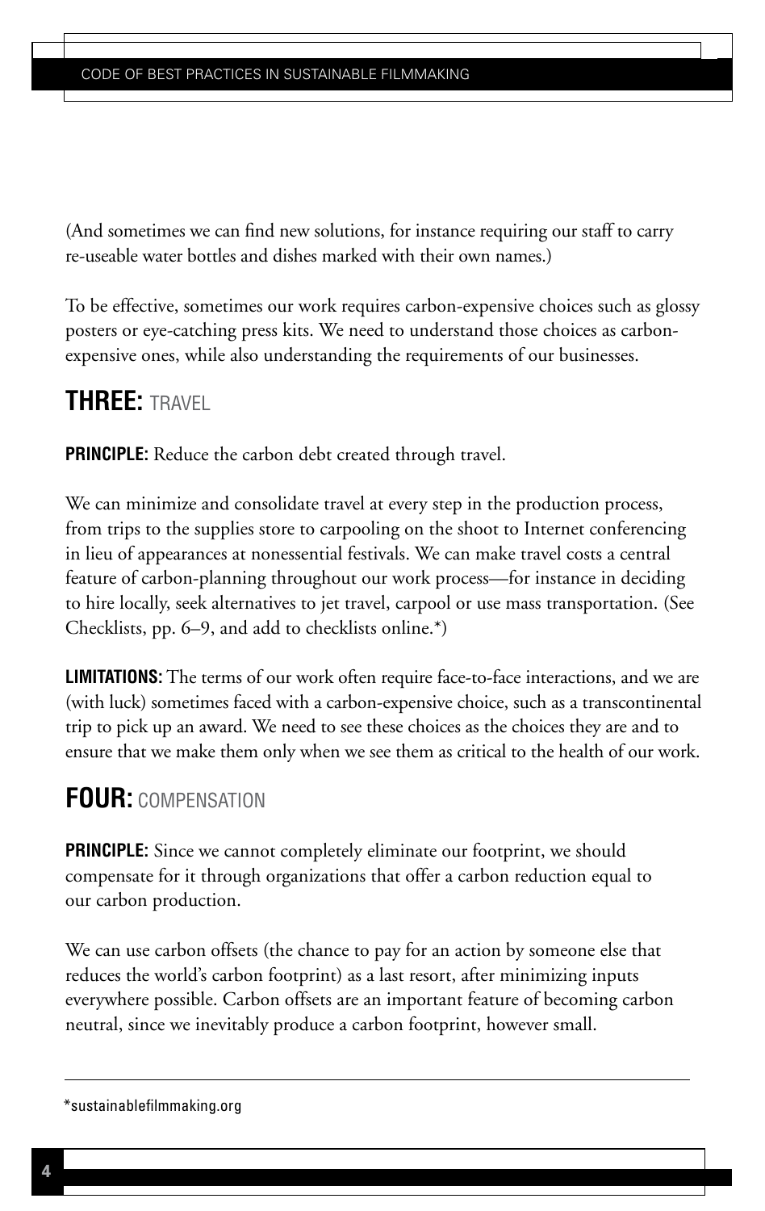(And sometimes we can find new solutions, for instance requiring our staff to carry re-useable water bottles and dishes marked with their own names.)

To be effective, sometimes our work requires carbon-expensive choices such as glossy posters or eye-catching press kits. We need to understand those choices as carbon-expensive ones, while also understanding the requirements of our businesses.

## THREE: TRAVEL

**PRINCIPLE:** Reduce the carbon debt created through travel.

We can minimize and consolidate travel at every step in the production process, from trips to the supplies store to carpooling on the shoot to Internet conferencing in lieu of appearances at nonessential festivals. We can make travel costs a central feature of carbon-planning throughout our work process—for instance in deciding to hire locally, seek alternatives to jet travel, carpool or use mass transportation. (See Checklists, pp. 6–9, and add to checklists online.*)

**LIMITATIONS:** The terms of our work often require face-to-face interactions, and we are (with luck) sometimes faced with a carbon-expensive choice, such as a transcontinental trip to pick up an award. We need to see these choices as the choices they are and to ensure that we make them only when we see them as critical to the health of our work.

## FOUR: COMPENSATION

**PRINCIPLE:** Since we cannot completely eliminate our footprint, we should compensate for it through organizations that offer a carbon reduction equal to our carbon production.

We can use carbon offsets (the chance to pay for an action by someone else that reduces the world's carbon footprint) as a last resort, after minimizing inputs everywhere possible. Carbon offsets are an important feature of becoming carbon neutral, since we inevitably produce a carbon footprint, however small.

---

*sustainablefilmmaking.org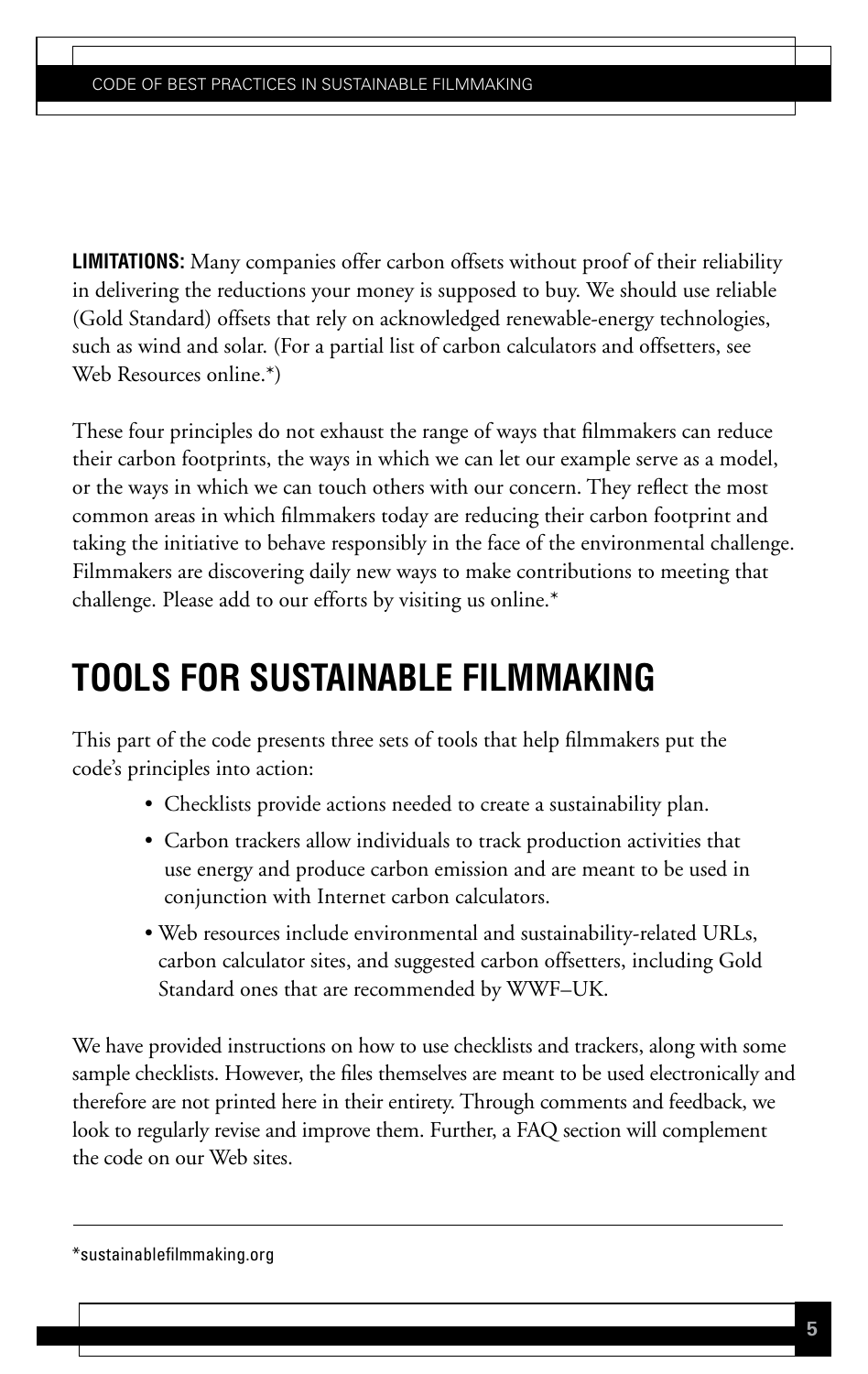**LIMITATIONS:** Many companies offer carbon offsets without proof of their reliability in delivering the reductions your money is supposed to buy. We should use reliable (Gold Standard) offsets that rely on acknowledged renewable-energy technologies, such as wind and solar. (For a partial list of carbon calculators and offsetters, see Web Resources online.*)

These four principles do not exhaust the range of ways that filmmakers can reduce their carbon footprints, the ways in which we can let our example serve as a model, or the ways in which we can touch others with our concern. They reflect the most common areas in which filmmakers today are reducing their carbon footprint and taking the initiative to behave responsibly in the face of the environmental challenge. Filmmakers are discovering daily new ways to make contributions to meeting that challenge. Please add to our efforts by visiting us online.*

## TOOLS FOR SUSTAINABLE FILMMAKING

This part of the code presents three sets of tools that help filmmakers put the code's principles into action:

- Checklists provide actions needed to create a sustainability plan.
- Carbon trackers allow individuals to track production activities that use energy and produce carbon emission and are meant to be used in conjunction with Internet carbon calculators.
- Web resources include environmental and sustainability-related URLs, carbon calculator sites, and suggested carbon offsetters, including Gold Standard ones that are recommended by WWF–UK.

We have provided instructions on how to use checklists and trackers, along with some sample checklists. However, the files themselves are meant to be used electronically and therefore are not printed here in their entirety. Through comments and feedback, we look to regularly revise and improve them. Further, a FAQ section will complement the code on our Web sites.

---

*sustainablefilmmaking.org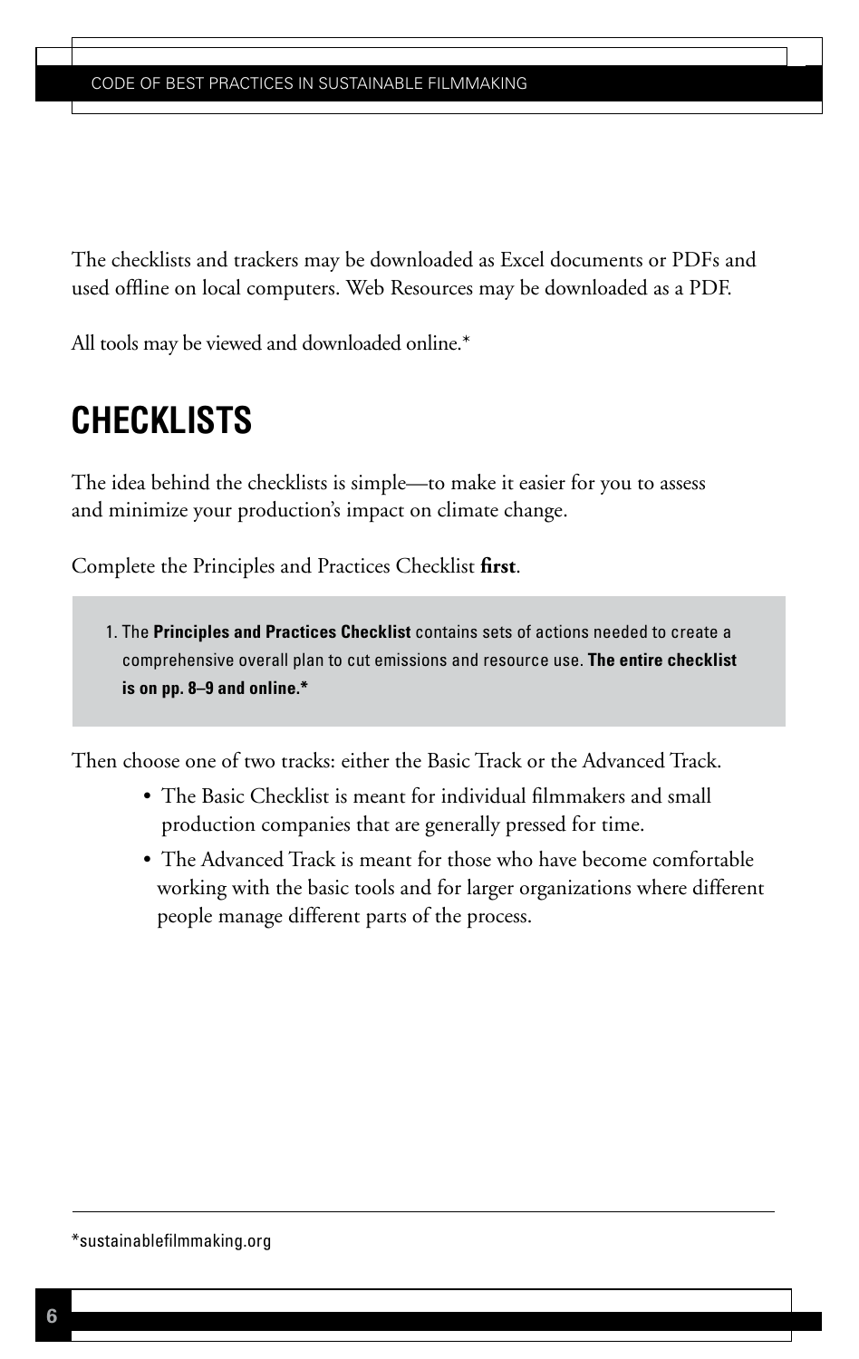The checklists and trackers may be downloaded as Excel documents or PDFs and used offline on local computers. Web Resources may be downloaded as a PDF.

All tools may be viewed and downloaded online.*

# CHECKLISTS

The idea behind the checklists is simple—to make it easier for you to assess and minimize your production's impact on climate change.

Complete the Principles and Practices Checklist **first**.

1. The **Principles and Practices Checklist** contains sets of actions needed to create a comprehensive overall plan to cut emissions and resource use. **The entire checklist is on pp. 8–9 and online.***

Then choose one of two tracks: either the Basic Track or the Advanced Track.

- The Basic Checklist is meant for individual filmmakers and small production companies that are generally pressed for time.
- The Advanced Track is meant for those who have become comfortable working with the basic tools and for larger organizations where different people manage different parts of the process.

---

*sustainablefilmmaking.org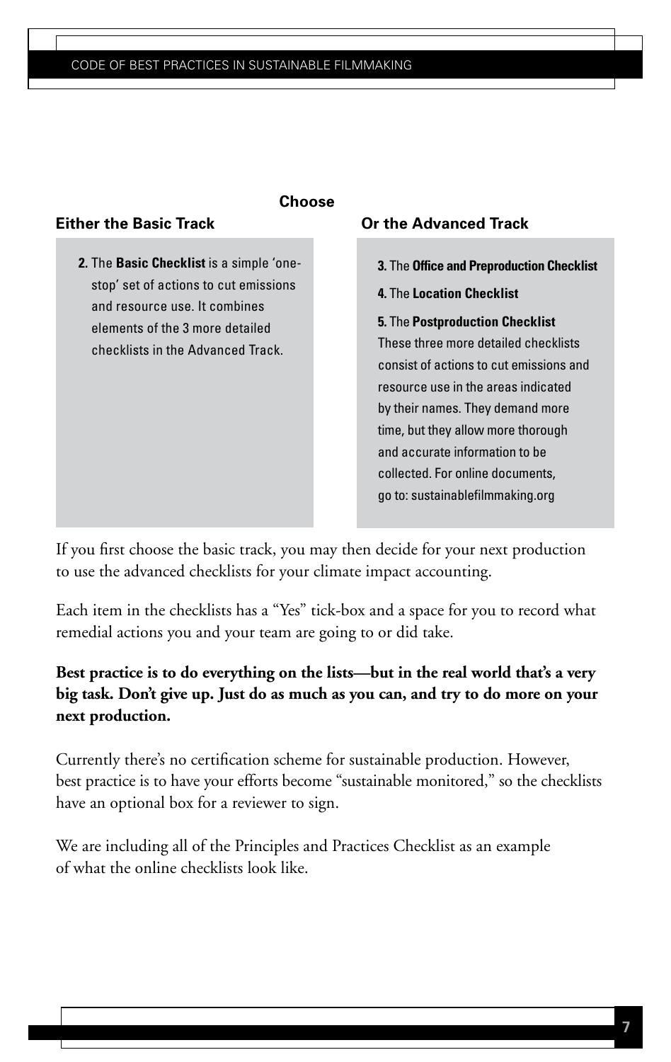**Choose**

**Either the Basic Track**

**2.** The **Basic Checklist** is a simple 'one-stop' set of actions to cut emissions and resource use. It combines elements of the 3 more detailed checklists in the Advanced Track.

**Or the Advanced Track**

**3.** The **Office and Preproduction Checklist**

**4.** The **Location Checklist**

**5.** The **Postproduction Checklist**

These three more detailed checklists consist of actions to cut emissions and resource use in the areas indicated by their names. They demand more time, but they allow more thorough and accurate information to be collected. For online documents, go to: sustainablefilmmaking.org

If you first choose the basic track, you may then decide for your next production to use the advanced checklists for your climate impact accounting.

Each item in the checklists has a "Yes" tick-box and a space for you to record what remedial actions you and your team are going to or did take.

**Best practice is to do everything on the lists—but in the real world that's a very big task. Don't give up. Just do as much as you can, and try to do more on your next production.**

Currently there's no certification scheme for sustainable production. However, best practice is to have your efforts become "sustainable monitored," so the checklists have an optional box for a reviewer to sign.

We are including all of the Principles and Practices Checklist as an example of what the online checklists look like.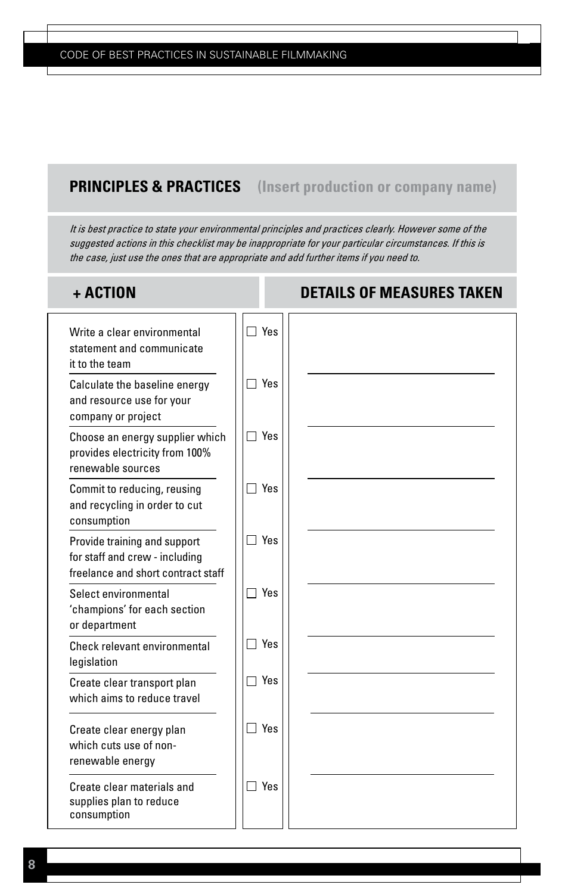## PRINCIPLES & PRACTICES (Insert production or company name)

*It is best practice to state your environmental principles and practices clearly. However some of the suggested actions in this checklist may be inappropriate for your particular circumstances. If this is the case, just use the ones that are appropriate and add further items if you need to.*

| + ACTION | | DETAILS OF MEASURES TAKEN |
|---|---|---|
| Write a clear environmental statement and communicate it to the team | ☐ Yes | |
| Calculate the baseline energy and resource use for your company or project | ☐ Yes | |
| Choose an energy supplier which provides electricity from 100% renewable sources | ☐ Yes | |
| Commit to reducing, reusing and recycling in order to cut consumption | ☐ Yes | |
| Provide training and support for staff and crew - including freelance and short contract staff | ☐ Yes | |
| Select environmental 'champions' for each section or department | ☐ Yes | |
| Check relevant environmental legislation | ☐ Yes | |
| Create clear transport plan which aims to reduce travel | ☐ Yes | |
| Create clear energy plan which cuts use of non-renewable energy | ☐ Yes | |
| Create clear materials and supplies plan to reduce consumption | ☐ Yes | |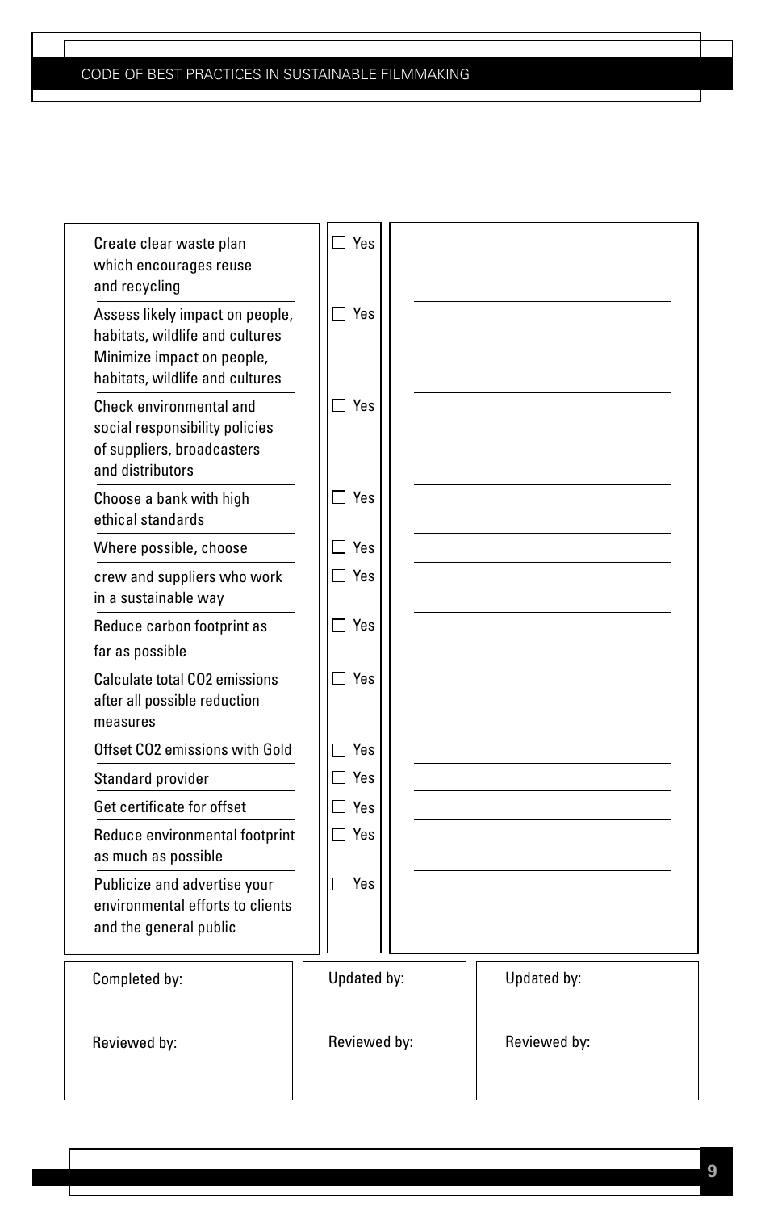| | | |
|---|---|---|
| Create clear waste plan which encourages reuse and recycling | ☐ Yes | |
| Assess likely impact on people, habitats, wildlife and cultures Minimize impact on people, habitats, wildlife and cultures | ☐ Yes | |
| Check environmental and social responsibility policies of suppliers, broadcasters and distributors | ☐ Yes | |
| Choose a bank with high ethical standards | ☐ Yes | |
| Where possible, choose | ☐ Yes | |
| crew and suppliers who work in a sustainable way | ☐ Yes | |
| Reduce carbon footprint as far as possible | ☐ Yes | |
| Calculate total CO2 emissions after all possible reduction measures | ☐ Yes | |
| Offset CO2 emissions with Gold | ☐ Yes | |
| Standard provider | ☐ Yes | |
| Get certificate for offset | ☐ Yes | |
| Reduce environmental footprint as much as possible | ☐ Yes | |
| Publicize and advertise your environmental efforts to clients and the general public | ☐ Yes | |

| | | |
|---|---|---|
| Completed by: | Updated by: | Updated by: |
| Reviewed by: | Reviewed by: | Reviewed by: |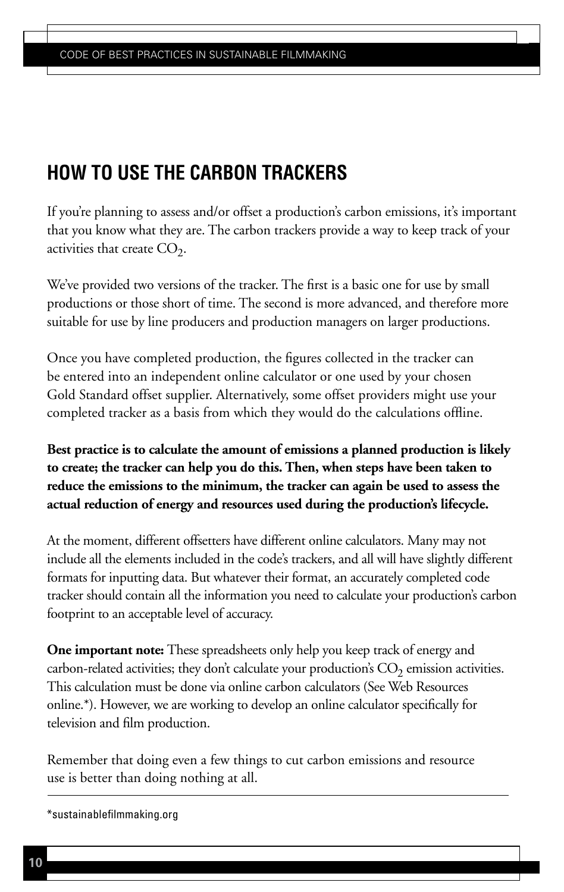## HOW TO USE THE CARBON TRACKERS

If you're planning to assess and/or offset a production's carbon emissions, it's important that you know what they are. The carbon trackers provide a way to keep track of your activities that create $CO_2$.

We've provided two versions of the tracker. The first is a basic one for use by small productions or those short of time. The second is more advanced, and therefore more suitable for use by line producers and production managers on larger productions.

Once you have completed production, the figures collected in the tracker can be entered into an independent online calculator or one used by your chosen Gold Standard offset supplier. Alternatively, some offset providers might use your completed tracker as a basis from which they would do the calculations offline.

**Best practice is to calculate the amount of emissions a planned production is likely to create; the tracker can help you do this. Then, when steps have been taken to reduce the emissions to the minimum, the tracker can again be used to assess the actual reduction of energy and resources used during the production's lifecycle.**

At the moment, different offsetters have different online calculators. Many may not include all the elements included in the code's trackers, and all will have slightly different formats for inputting data. But whatever their format, an accurately completed code tracker should contain all the information you need to calculate your production's carbon footprint to an acceptable level of accuracy.

**One important note:** These spreadsheets only help you keep track of energy and carbon-related activities; they don't calculate your production's $CO_2$ emission activities. This calculation must be done via online carbon calculators (See Web Resources online.*). However, we are working to develop an online calculator specifically for television and film production.

Remember that doing even a few things to cut carbon emissions and resource use is better than doing nothing at all.

---

*sustainablefilmmaking.org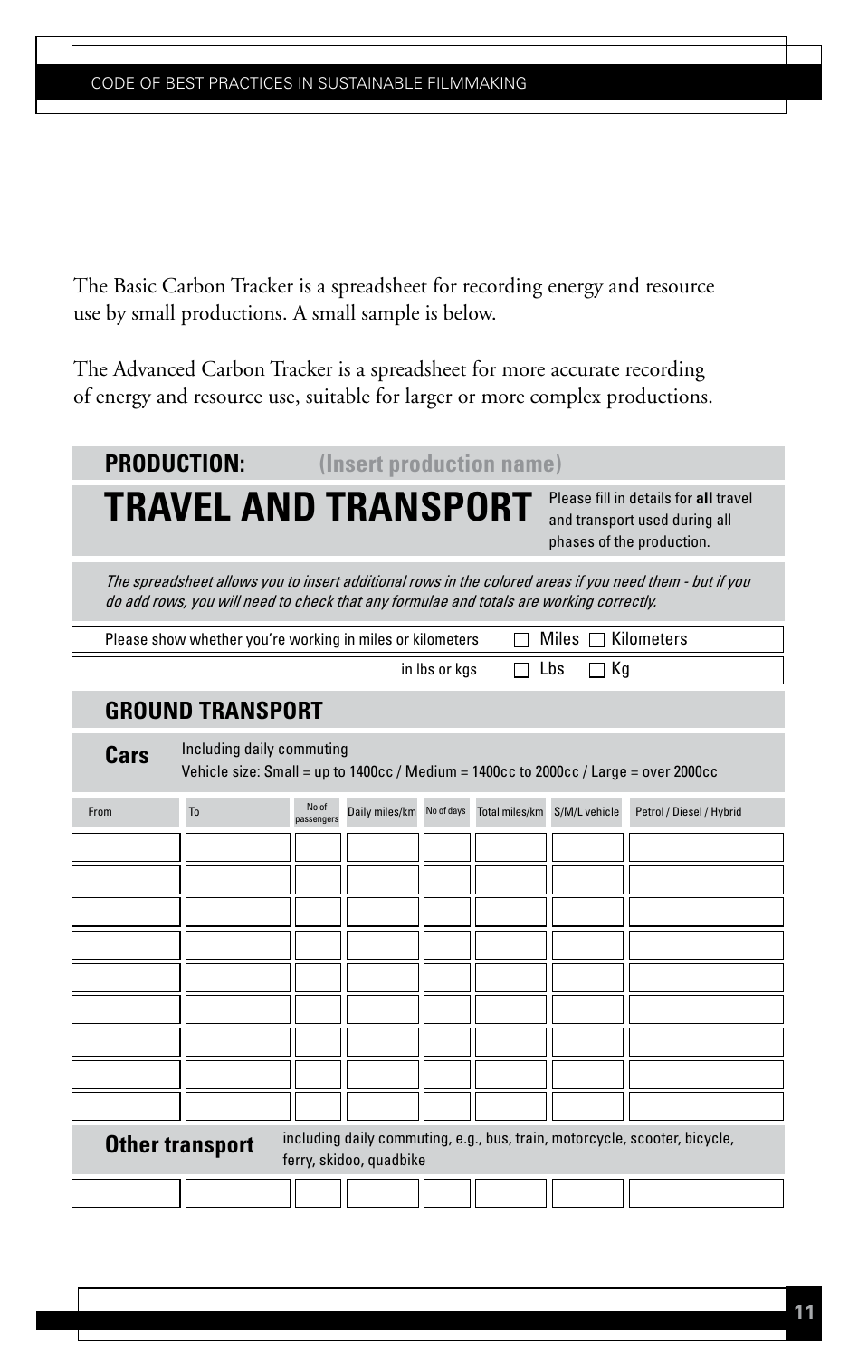The Basic Carbon Tracker is a spreadsheet for recording energy and resource use by small productions. A small sample is below.

The Advanced Carbon Tracker is a spreadsheet for more accurate recording of energy and resource use, suitable for larger or more complex productions.

**PRODUCTION:** **(Insert production name)**

# TRAVEL AND TRANSPORT

Please fill in details for **all** travel and transport used during all phases of the production.

*The spreadsheet allows you to insert additional rows in the colored areas if you need them - but if you do add rows, you will need to check that any formulae and totals are working correctly.*

Please show whether you're working in miles or kilometers ☐ Miles ☐ Kilometers

in lbs or kgs ☐ Lbs ☐ Kg

## GROUND TRANSPORT

**Cars** Including daily commuting
Vehicle size: Small = up to 1400cc / Medium = 1400cc to 2000cc / Large = over 2000cc

| From | To | No of passengers | Daily miles/km | No of days | Total miles/km | S/M/L vehicle | Petrol / Diesel / Hybrid |
|---|---|---|---|---|---|---|---|
| | | | | | | | |
| | | | | | | | |
| | | | | | | | |
| | | | | | | | |
| | | | | | | | |
| | | | | | | | |
| | | | | | | | |
| | | | | | | | |
| | | | | | | | |

**Other transport** including daily commuting, e.g., bus, train, motorcycle, scooter, bicycle, ferry, skidoo, quadbike

| | | | | | | | |
|---|---|---|---|---|---|---|---|
| | | | | | | | |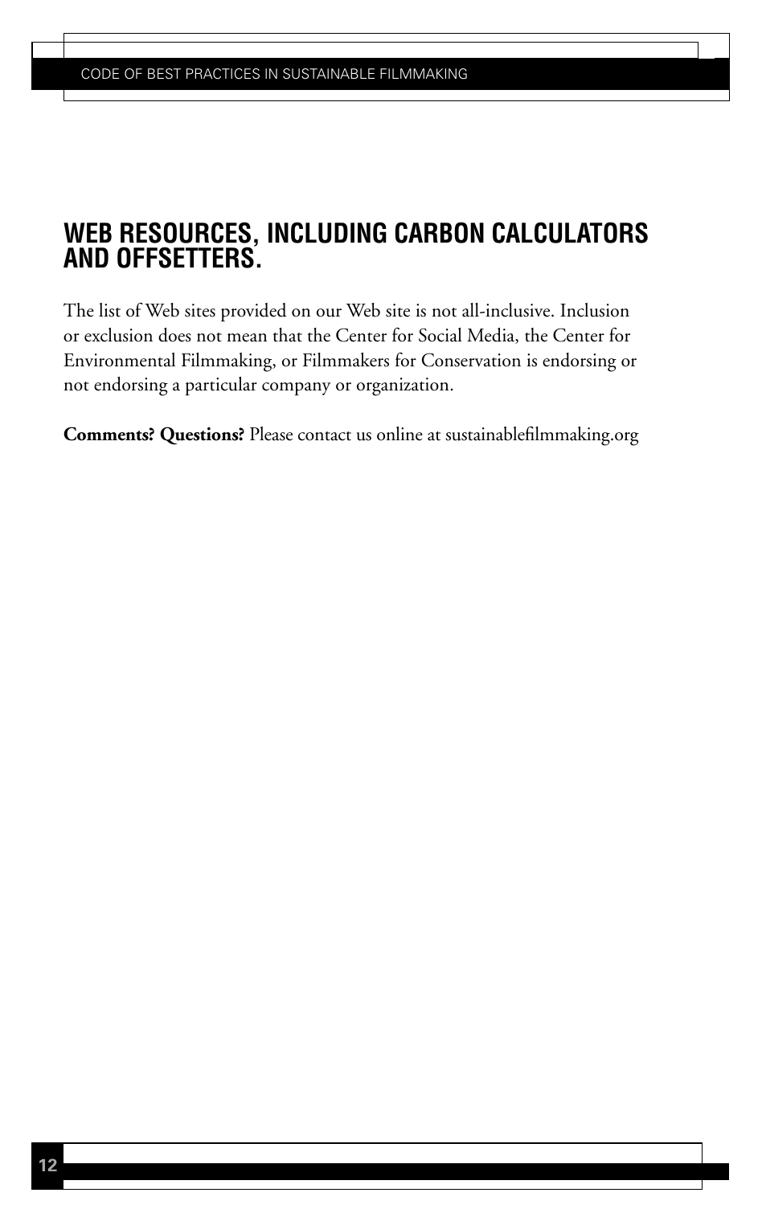## WEB RESOURCES, INCLUDING CARBON CALCULATORS AND OFFSETTERS.

The list of Web sites provided on our Web site is not all-inclusive. Inclusion or exclusion does not mean that the Center for Social Media, the Center for Environmental Filmmaking, or Filmmakers for Conservation is endorsing or not endorsing a particular company or organization.

**Comments? Questions?** Please contact us online at sustainablefilmmaking.org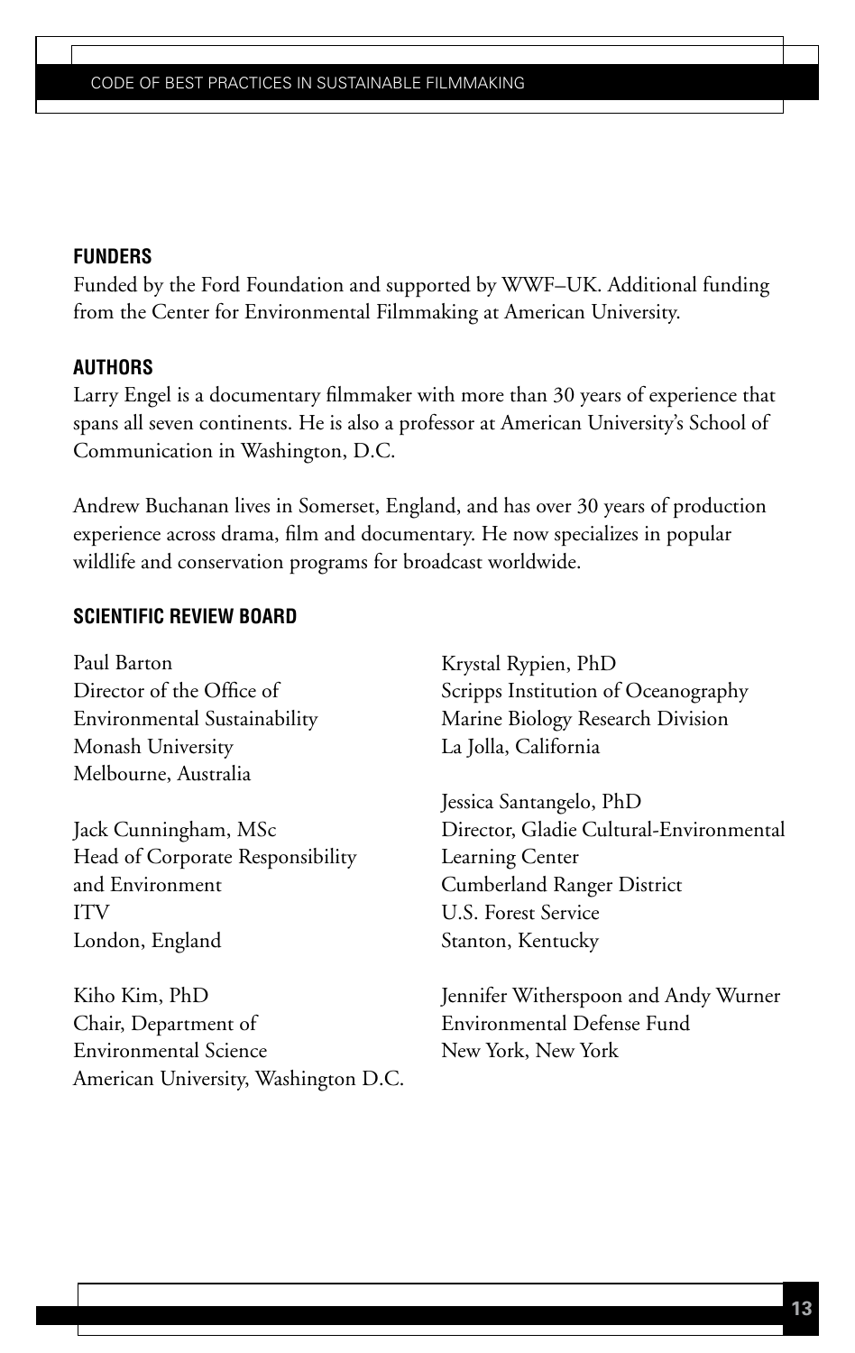## FUNDERS

Funded by the Ford Foundation and supported by WWF–UK. Additional funding from the Center for Environmental Filmmaking at American University.

## AUTHORS

Larry Engel is a documentary filmmaker with more than 30 years of experience that spans all seven continents. He is also a professor at American University's School of Communication in Washington, D.C.

Andrew Buchanan lives in Somerset, England, and has over 30 years of production experience across drama, film and documentary. He now specializes in popular wildlife and conservation programs for broadcast worldwide.

## SCIENTIFIC REVIEW BOARD

Paul Barton
Director of the Office of Environmental Sustainability
Monash University
Melbourne, Australia

Jack Cunningham, MSc
Head of Corporate Responsibility and Environment
ITV
London, England

Kiho Kim, PhD
Chair, Department of Environmental Science
American University, Washington D.C.

Krystal Rypien, PhD
Scripps Institution of Oceanography
Marine Biology Research Division
La Jolla, California

Jessica Santangelo, PhD
Director, Gladie Cultural-Environmental Learning Center
Cumberland Ranger District
U.S. Forest Service
Stanton, Kentucky

Jennifer Witherspoon and Andy Wurner
Environmental Defense Fund
New York, New York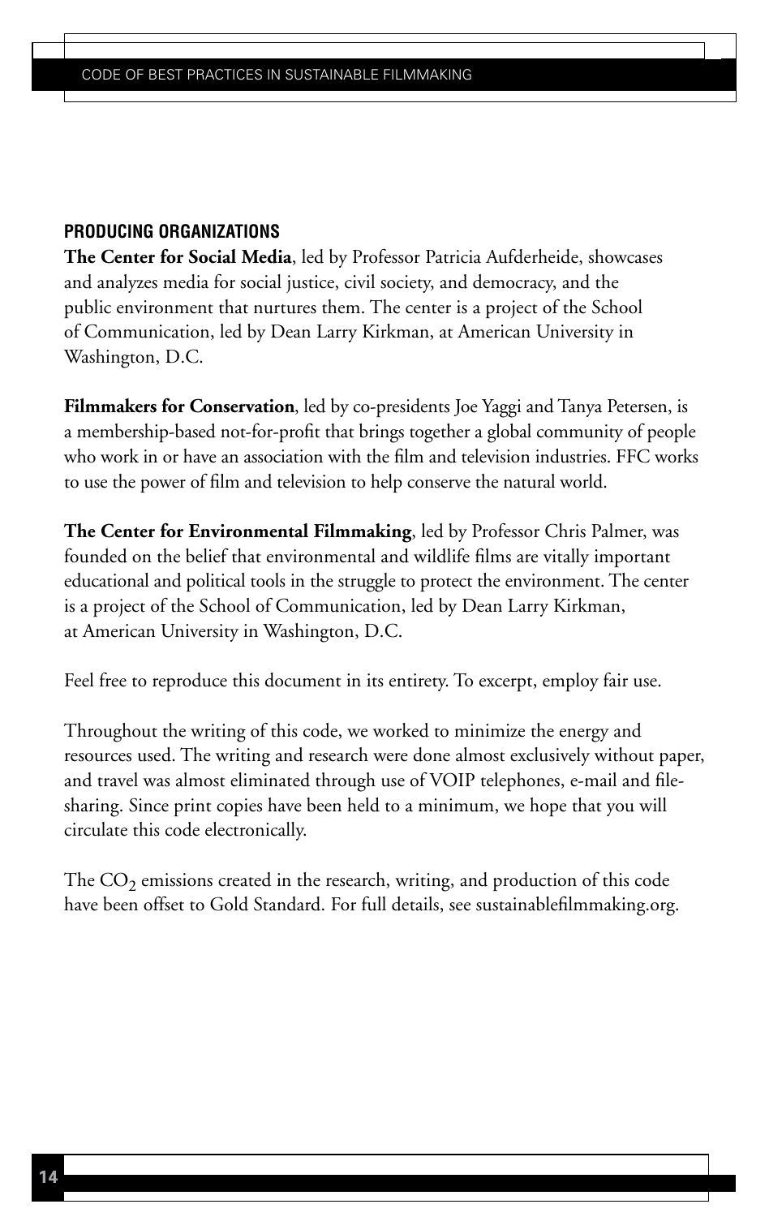## PRODUCING ORGANIZATIONS

**The Center for Social Media**, led by Professor Patricia Aufderheide, showcases and analyzes media for social justice, civil society, and democracy, and the public environment that nurtures them. The center is a project of the School of Communication, led by Dean Larry Kirkman, at American University in Washington, D.C.

**Filmmakers for Conservation**, led by co-presidents Joe Yaggi and Tanya Petersen, is a membership-based not-for-profit that brings together a global community of people who work in or have an association with the film and television industries. FFC works to use the power of film and television to help conserve the natural world.

**The Center for Environmental Filmmaking**, led by Professor Chris Palmer, was founded on the belief that environmental and wildlife films are vitally important educational and political tools in the struggle to protect the environment. The center is a project of the School of Communication, led by Dean Larry Kirkman, at American University in Washington, D.C.

Feel free to reproduce this document in its entirety. To excerpt, employ fair use.

Throughout the writing of this code, we worked to minimize the energy and resources used. The writing and research were done almost exclusively without paper, and travel was almost eliminated through use of VOIP telephones, e-mail and file-sharing. Since print copies have been held to a minimum, we hope that you will circulate this code electronically.

The $CO_2$ emissions created in the research, writing, and production of this code have been offset to Gold Standard. For full details, see sustainablefilmmaking.org.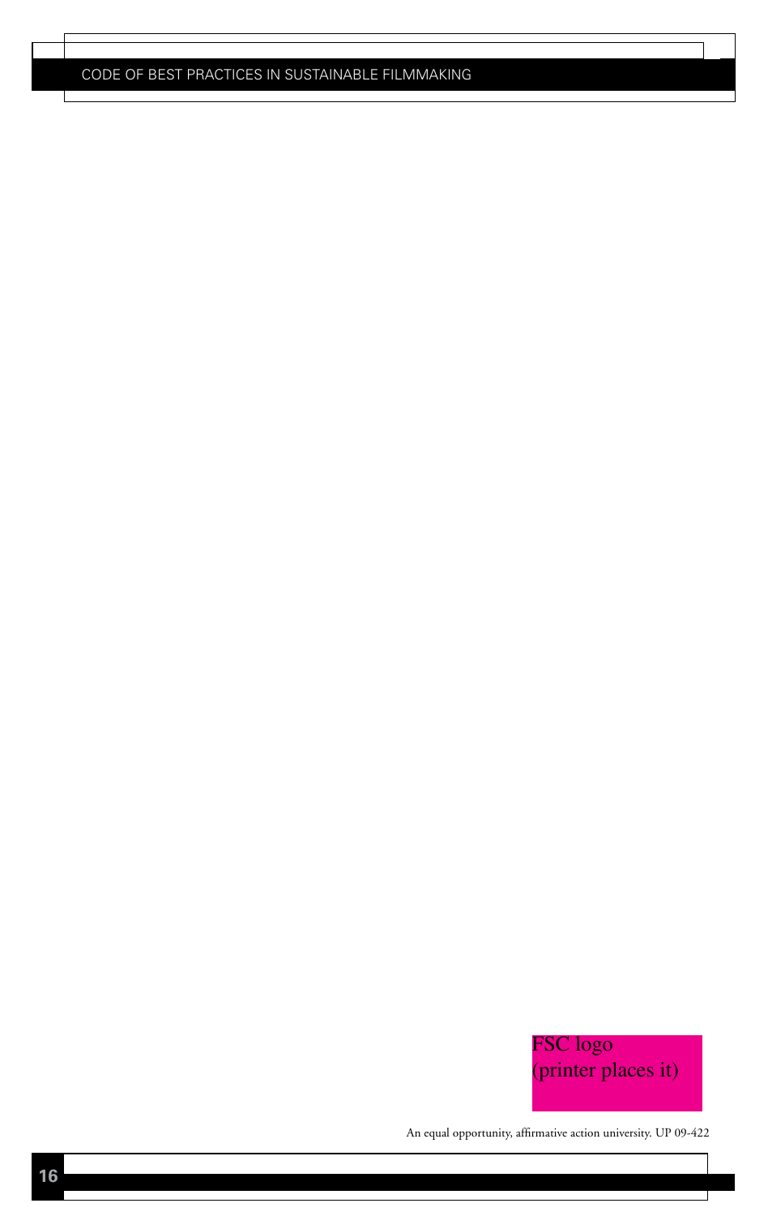FSC logo
(printer places it)

An equal opportunity, affirmative action university. UP 09-422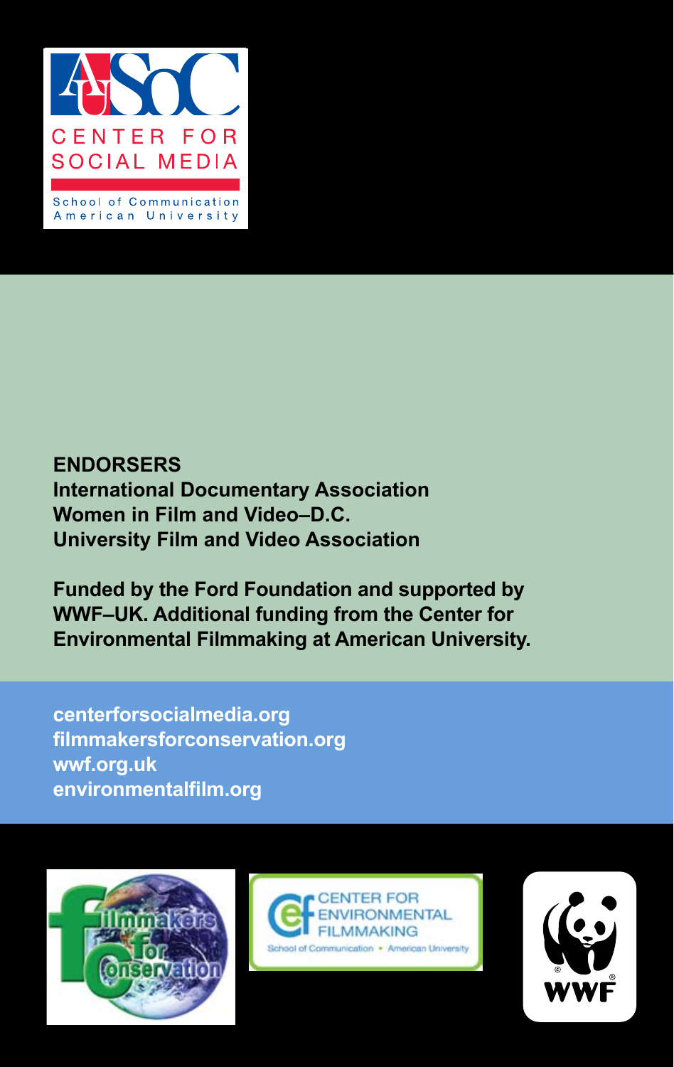CENTER FOR SOCIAL MEDIA

School of Communication
American University

**ENDORSERS**
**International Documentary Association**
**Women in Film and Video–D.C.**
**University Film and Video Association**

**Funded by the Ford Foundation and supported by WWF–UK. Additional funding from the Center for Environmental Filmmaking at American University.**

**centerforsocialmedia.org**
**filmmakersforconservation.org**
**wwf.org.uk**
**environmentalfilm.org**

Filmmakers for Conservation

CENTER FOR ENVIRONMENTAL FILMMAKING
School of Communication • American University

WWF